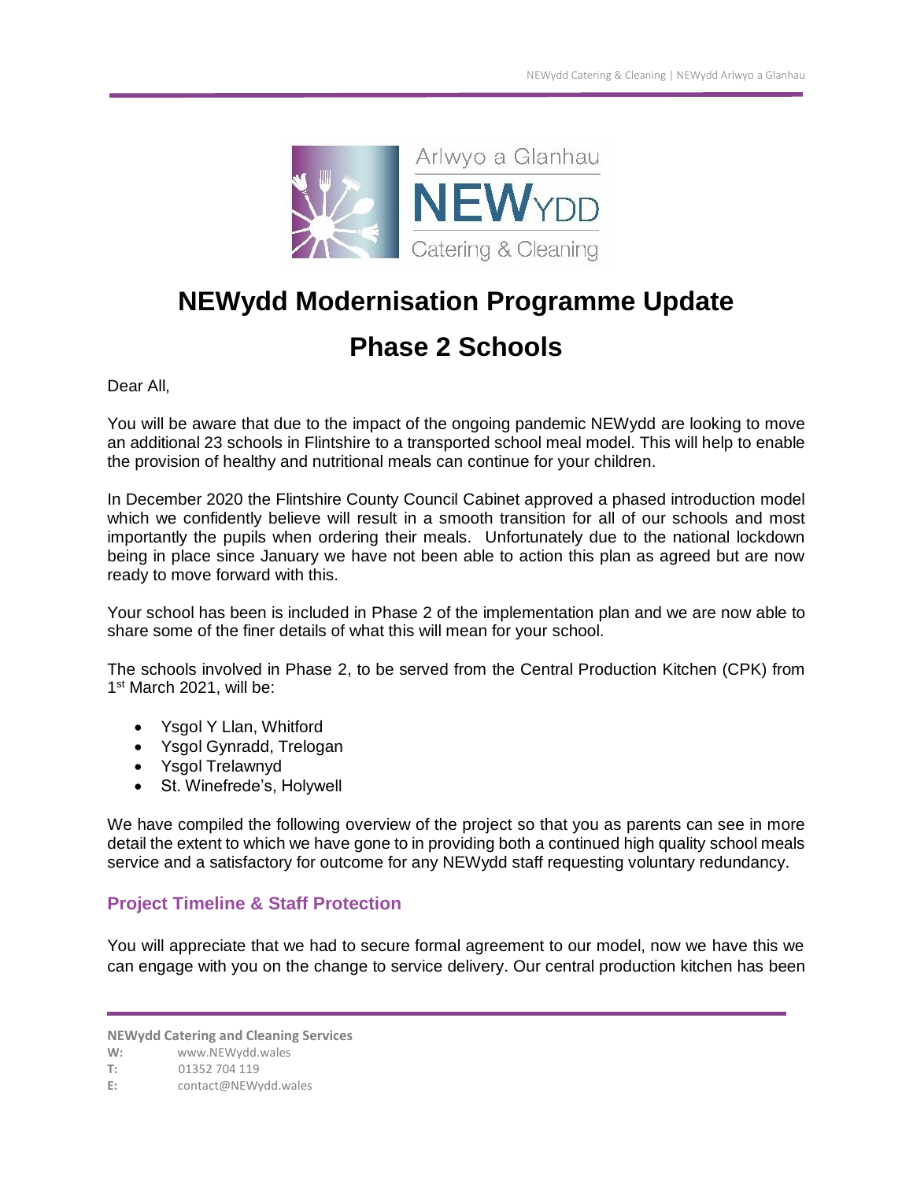# NEWydd Modernisation Programme Update

# Phase 2 Schools

Dear All,

You will be aware that due to the impact of the ongoing pandemic NEWydd are looking to move an additional 23 schools in Flintshire to a transported school meal model. This will help to enable the provision of healthy and nutritional meals can continue for your children.

In December 2020 the Flintshire County Council Cabinet approved a phased introduction model which we confidently believe will result in a smooth transition for all of our schools and most importantly the pupils when ordering their meals. Unfortunately due to the national lockdown being in place since January we have not been able to action this plan as agreed but are now ready to move forward with this.

Your school has been is included in Phase 2 of the implementation plan and we are now able to share some of the finer details of what this will mean for your school.

The schools involved in Phase 2, to be served from the Central Production Kitchen (CPK) from 1st March 2021, will be:

- Ysgol Y Llan, Whitford
- Ysgol Gynradd, Trelogan
- Ysgol Trelawnyd
- St. Winefrede's, Holywell

We have compiled the following overview of the project so that you as parents can see in more detail the extent to which we have gone to in providing both a continued high quality school meals service and a satisfactory for outcome for any NEWydd staff requesting voluntary redundancy.

## Project Timeline & Staff Protection

You will appreciate that we had to secure formal agreement to our model, now we have this we can engage with you on the change to service delivery. Our central production kitchen has been

**NEWydd Catering and Cleaning Services**
**W:** www.NEWydd.wales
**T:** 01352 704 119
**E:** contact@NEWydd.wales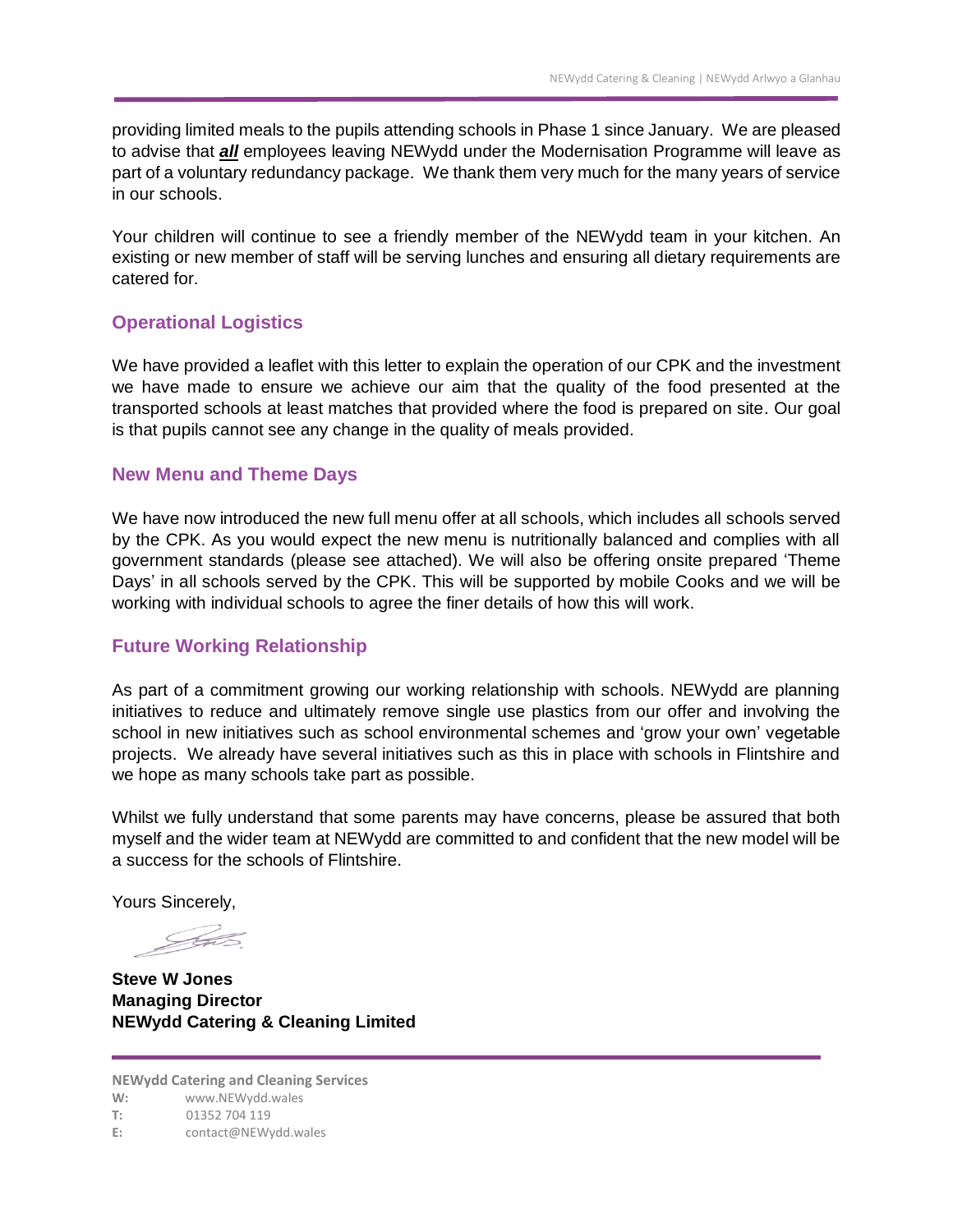providing limited meals to the pupils attending schools in Phase 1 since January. We are pleased to advise that ***all*** employees leaving NEWydd under the Modernisation Programme will leave as part of a voluntary redundancy package. We thank them very much for the many years of service in our schools.

Your children will continue to see a friendly member of the NEWydd team in your kitchen. An existing or new member of staff will be serving lunches and ensuring all dietary requirements are catered for.

## Operational Logistics

We have provided a leaflet with this letter to explain the operation of our CPK and the investment we have made to ensure we achieve our aim that the quality of the food presented at the transported schools at least matches that provided where the food is prepared on site. Our goal is that pupils cannot see any change in the quality of meals provided.

## New Menu and Theme Days

We have now introduced the new full menu offer at all schools, which includes all schools served by the CPK. As you would expect the new menu is nutritionally balanced and complies with all government standards (please see attached). We will also be offering onsite prepared 'Theme Days' in all schools served by the CPK. This will be supported by mobile Cooks and we will be working with individual schools to agree the finer details of how this will work.

## Future Working Relationship

As part of a commitment growing our working relationship with schools. NEWydd are planning initiatives to reduce and ultimately remove single use plastics from our offer and involving the school in new initiatives such as school environmental schemes and 'grow your own' vegetable projects. We already have several initiatives such as this in place with schools in Flintshire and we hope as many schools take part as possible.

Whilst we fully understand that some parents may have concerns, please be assured that both myself and the wider team at NEWydd are committed to and confident that the new model will be a success for the schools of Flintshire.

Yours Sincerely,

**Steve W Jones**
**Managing Director**
**NEWydd Catering & Cleaning Limited**

**NEWydd Catering and Cleaning Services**
**W:** www.NEWydd.wales
**T:** 01352 704 119
**E:** contact@NEWydd.wales